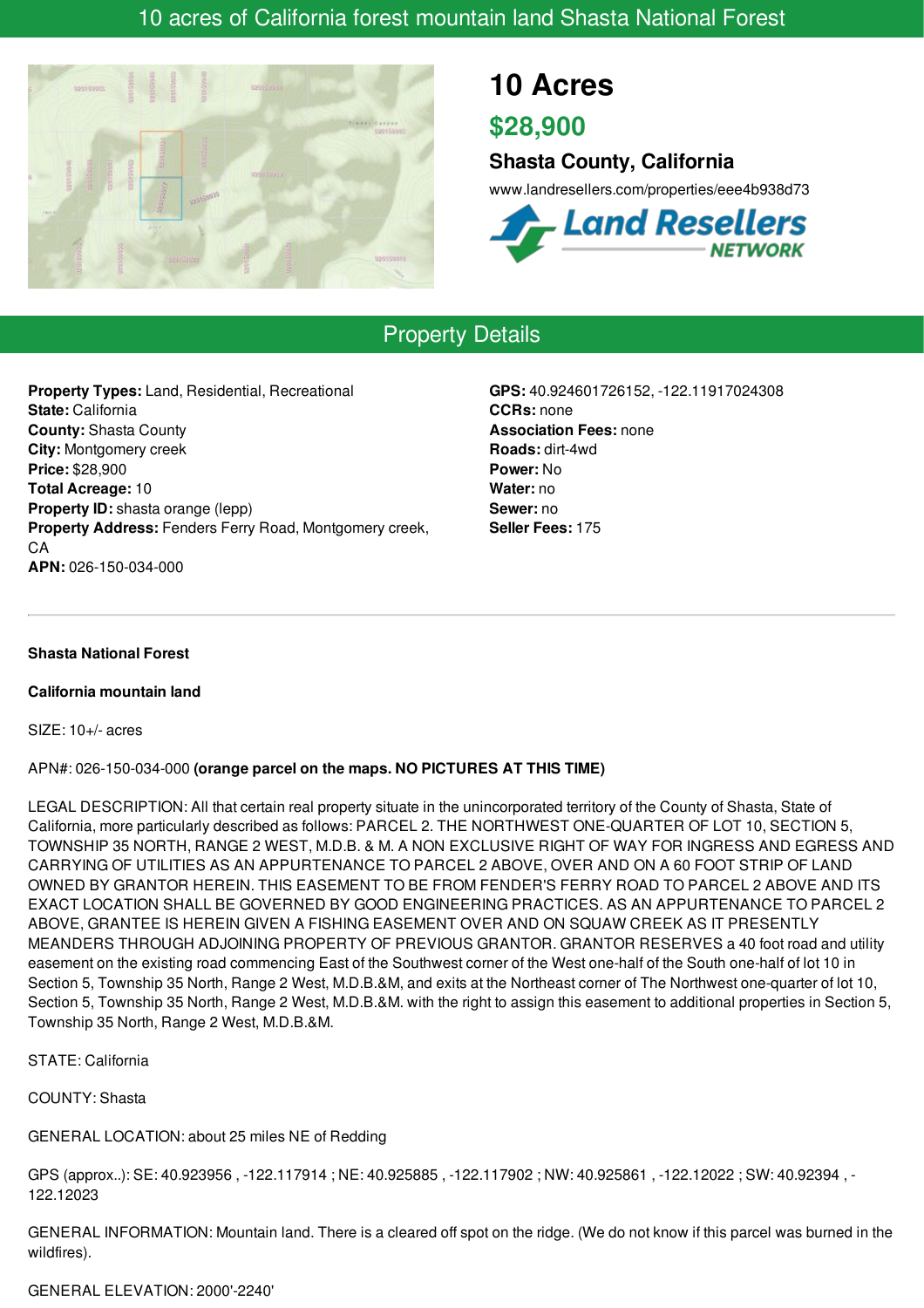# 10 acres of California forest mountain land Shasta National Forest

## 10 Acres

## $28,900

### Shasta County, California

www.landresellers.com/properties/eee4b938d73

Land Resellers NETWORK

## Property Details

**Property Types:** Land, Residential, Recreational
**State:** California
**County:** Shasta County
**City:** Montgomery creek
**Price:** $28,900
**Total Acreage:** 10
**Property ID:** shasta orange (lepp)
**Property Address:** Fenders Ferry Road, Montgomery creek, CA
**APN:** 026-150-034-000

**GPS:** 40.924601726152, -122.11917024308
**CCRs:** none
**Association Fees:** none
**Roads:** dirt-4wd
**Power:** No
**Water:** no
**Sewer:** no
**Seller Fees:** 175

---

**Shasta National Forest**

**California mountain land**

SIZE: 10+/- acres

APN#: 026-150-034-000 **(orange parcel on the maps. NO PICTURES AT THIS TIME)**

LEGAL DESCRIPTION: All that certain real property situate in the unincorporated territory of the County of Shasta, State of California, more particularly described as follows: PARCEL 2. THE NORTHWEST ONE-QUARTER OF LOT 10, SECTION 5, TOWNSHIP 35 NORTH, RANGE 2 WEST, M.D.B. & M. A NON EXCLUSIVE RIGHT OF WAY FOR INGRESS AND EGRESS AND CARRYING OF UTILITIES AS AN APPURTENANCE TO PARCEL 2 ABOVE, OVER AND ON A 60 FOOT STRIP OF LAND OWNED BY GRANTOR HEREIN. THIS EASEMENT TO BE FROM FENDER'S FERRY ROAD TO PARCEL 2 ABOVE AND ITS EXACT LOCATION SHALL BE GOVERNED BY GOOD ENGINEERING PRACTICES. AS AN APPURTENANCE TO PARCEL 2 ABOVE, GRANTEE IS HEREIN GIVEN A FISHING EASEMENT OVER AND ON SQUAW CREEK AS IT PRESENTLY MEANDERS THROUGH ADJOINING PROPERTY OF PREVIOUS GRANTOR. GRANTOR RESERVES a 40 foot road and utility easement on the existing road commencing East of the Southwest corner of the West one-half of the South one-half of lot 10 in Section 5, Township 35 North, Range 2 West, M.D.B.&M, and exits at the Northeast corner of The Northwest one-quarter of lot 10, Section 5, Township 35 North, Range 2 West, M.D.B.&M. with the right to assign this easement to additional properties in Section 5, Township 35 North, Range 2 West, M.D.B.&M.

STATE: California

COUNTY: Shasta

GENERAL LOCATION: about 25 miles NE of Redding

GPS (approx..): SE: 40.923956 , -122.117914 ; NE: 40.925885 , -122.117902 ; NW: 40.925861 , -122.12022 ; SW: 40.92394 , -122.12023

GENERAL INFORMATION: Mountain land. There is a cleared off spot on the ridge. (We do not know if this parcel was burned in the wildfires).

GENERAL ELEVATION: 2000'-2240'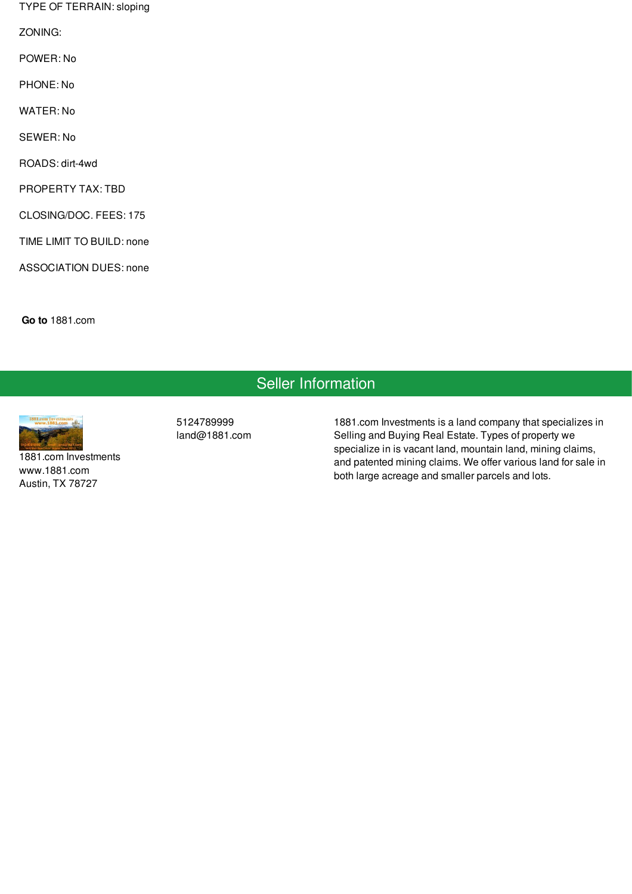TYPE OF TERRAIN: sloping

ZONING:

POWER: No

PHONE: No

WATER: No

SEWER: No

ROADS: dirt-4wd

PROPERTY TAX: TBD

CLOSING/DOC. FEES: 175

TIME LIMIT TO BUILD: none

ASSOCIATION DUES: none

**Go to** 1881.com

## Seller Information

1881.com Investments
www.1881.com
Austin, TX 78727

5124789999
land@1881.com

1881.com Investments is a land company that specializes in Selling and Buying Real Estate. Types of property we specialize in is vacant land, mountain land, mining claims, and patented mining claims. We offer various land for sale in both large acreage and smaller parcels and lots.